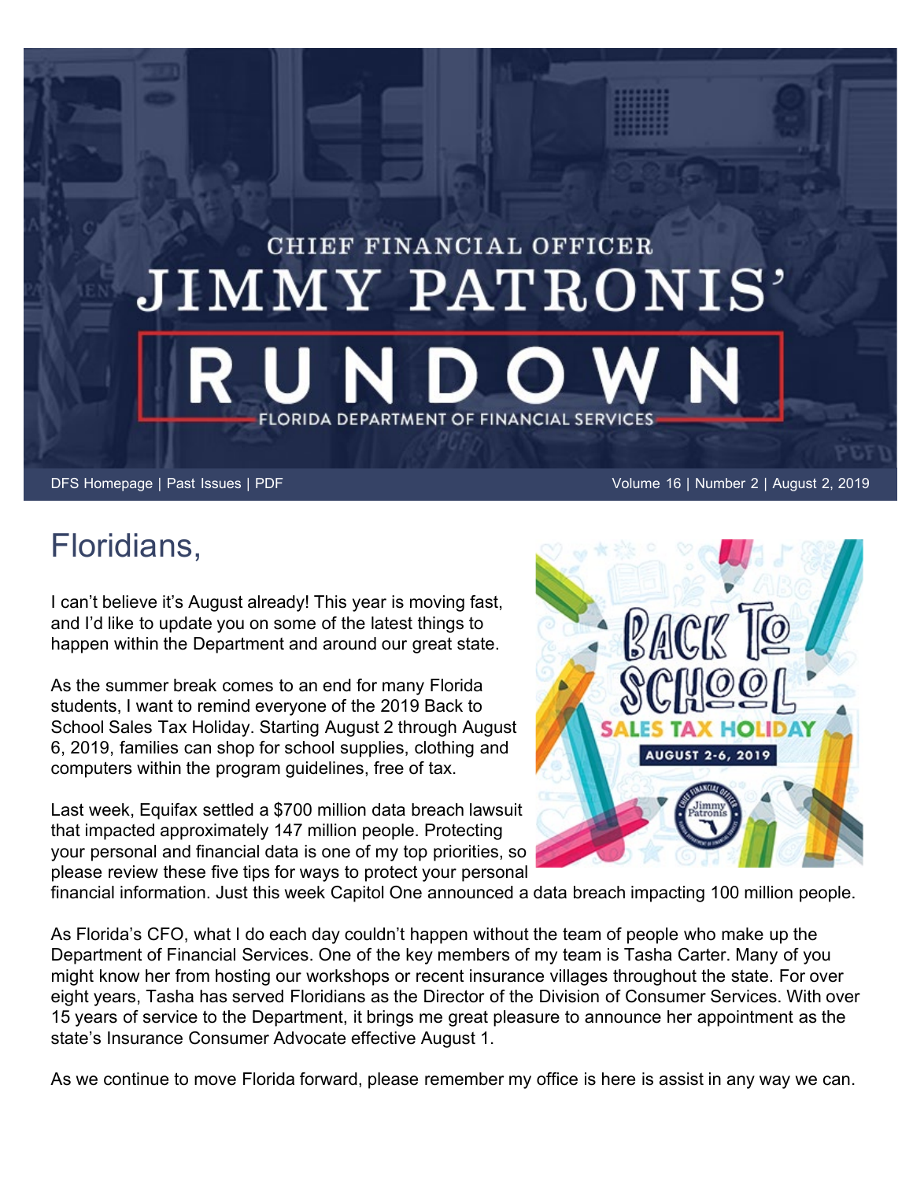# CHIEF FINANCIAL OFFICER JIMMY PATRONIS' RUNDOWN

FLORIDA DEPARTMENT OF FINANCIAL SERVICES

DFS Homepage | Past Issues | PDF

Volume 16 | Number 2 | August 2, 2019

## Floridians,

I can't believe it's August already! This year is moving fast, and I'd like to update you on some of the latest things to happen within the Department and around our great state.

As the summer break comes to an end for many Florida students, I want to remind everyone of the 2019 Back to School Sales Tax Holiday. Starting August 2 through August 6, 2019, families can shop for school supplies, clothing and computers within the program guidelines, free of tax.

Last week, Equifax settled a $700 million data breach lawsuit that impacted approximately 147 million people. Protecting your personal and financial data is one of my top priorities, so please review these five tips for ways to protect your personal financial information. Just this week Capitol One announced a data breach impacting 100 million people.

As Florida's CFO, what I do each day couldn't happen without the team of people who make up the Department of Financial Services. One of the key members of my team is Tasha Carter. Many of you might know her from hosting our workshops or recent insurance villages throughout the state. For over eight years, Tasha has served Floridians as the Director of the Division of Consumer Services. With over 15 years of service to the Department, it brings me great pleasure to announce her appointment as the state's Insurance Consumer Advocate effective August 1.

As we continue to move Florida forward, please remember my office is here is assist in any way we can.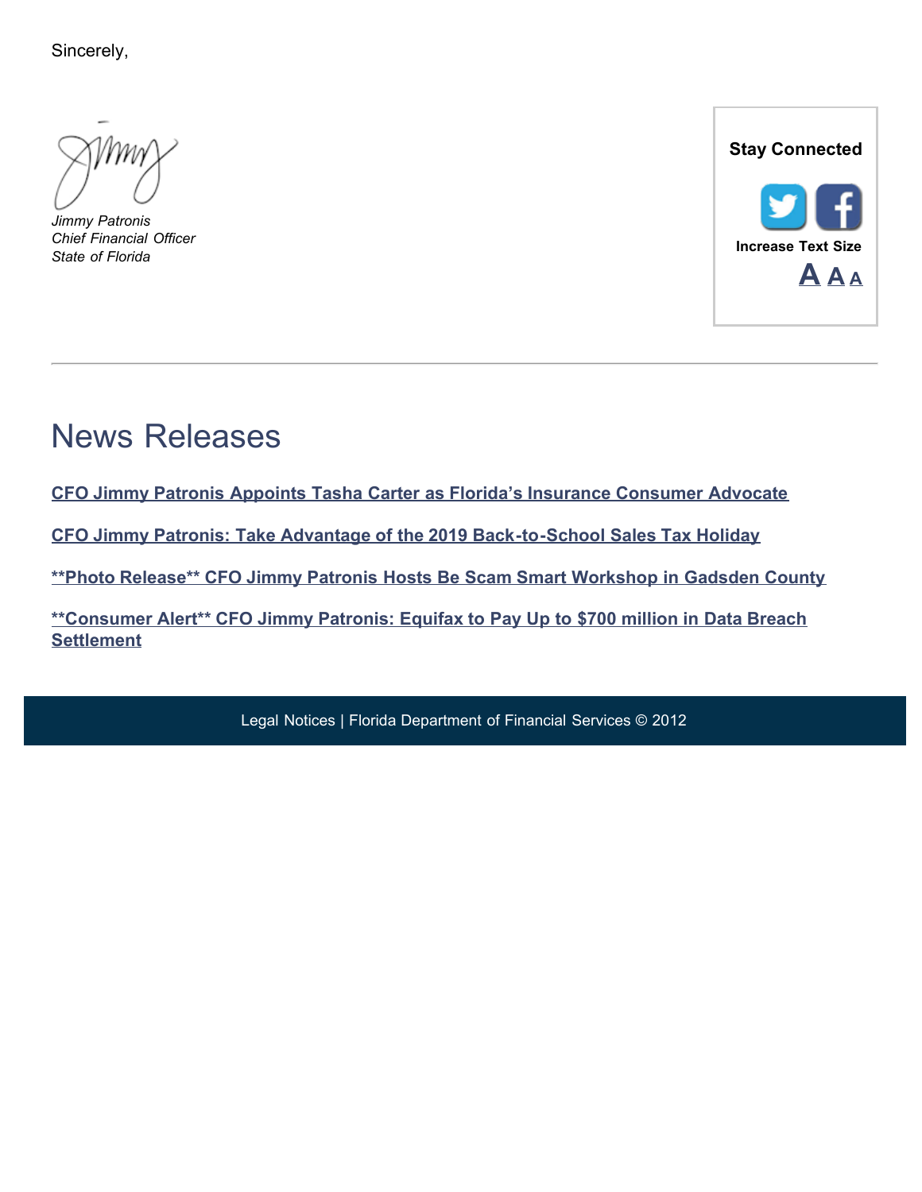Sincerely,

*Jimmy Patronis*
*Chief Financial Officer*
*State of Florida*

**Stay Connected**

**Increase Text Size**

**A A A**

# News Releases

**CFO Jimmy Patronis Appoints Tasha Carter as Florida's Insurance Consumer Advocate**

**CFO Jimmy Patronis: Take Advantage of the 2019 Back-to-School Sales Tax Holiday**

****Photo Release** CFO Jimmy Patronis Hosts Be Scam Smart Workshop in Gadsden County**

****Consumer Alert** CFO Jimmy Patronis: Equifax to Pay Up to $700 million in Data Breach Settlement**

Legal Notices | Florida Department of Financial Services © 2012